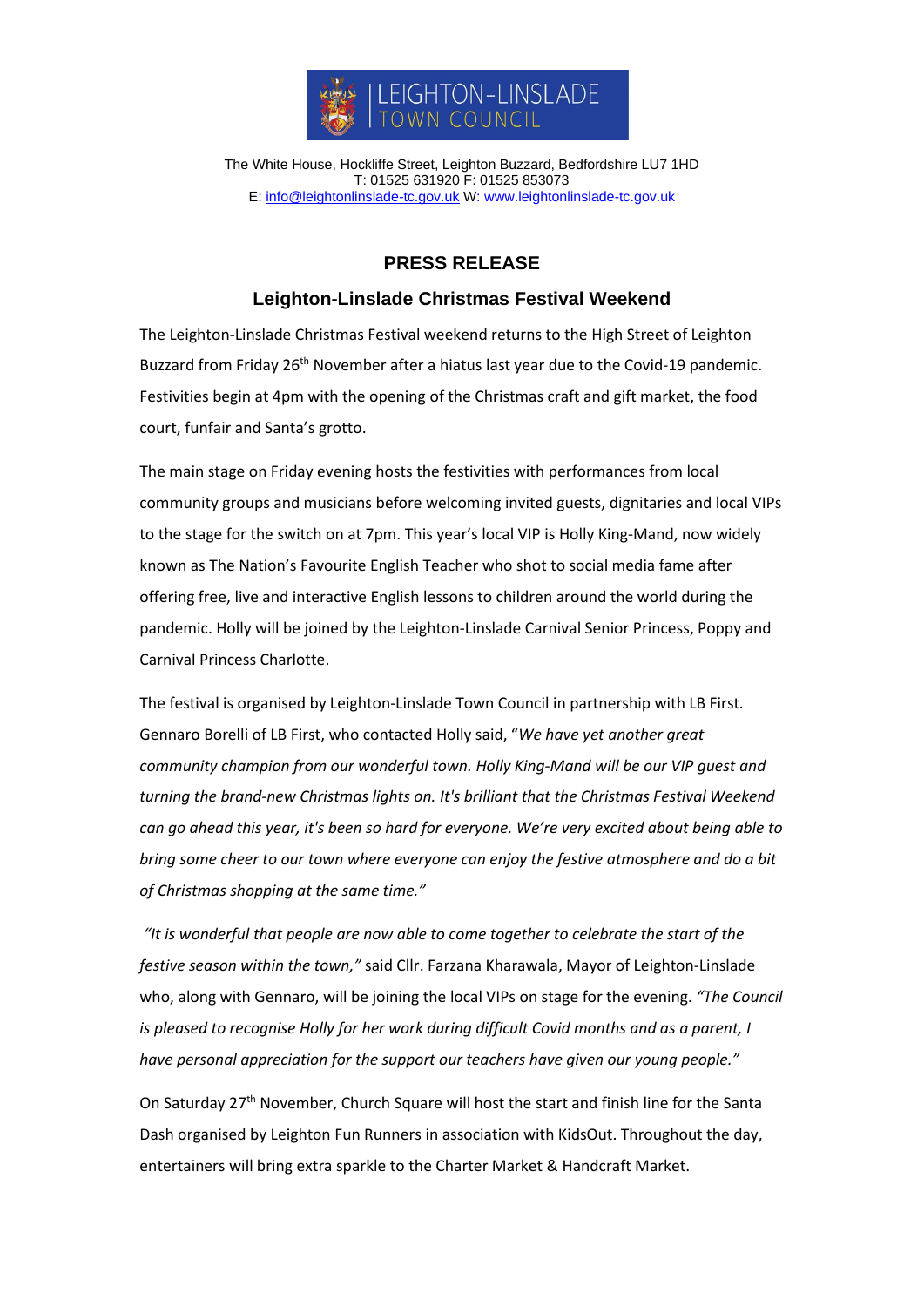LEIGHTON-LINSLADE TOWN COUNCIL

The White House, Hockliffe Street, Leighton Buzzard, Bedfordshire LU7 1HD
T: 01525 631920 F: 01525 853073
E: info@leightonlinslade-tc.gov.uk W: www.leightonlinslade-tc.gov.uk

# PRESS RELEASE

## Leighton-Linslade Christmas Festival Weekend

The Leighton-Linslade Christmas Festival weekend returns to the High Street of Leighton Buzzard from Friday 26th November after a hiatus last year due to the Covid-19 pandemic. Festivities begin at 4pm with the opening of the Christmas craft and gift market, the food court, funfair and Santa's grotto.

The main stage on Friday evening hosts the festivities with performances from local community groups and musicians before welcoming invited guests, dignitaries and local VIPs to the stage for the switch on at 7pm. This year's local VIP is Holly King-Mand, now widely known as The Nation's Favourite English Teacher who shot to social media fame after offering free, live and interactive English lessons to children around the world during the pandemic. Holly will be joined by the Leighton-Linslade Carnival Senior Princess, Poppy and Carnival Princess Charlotte.

The festival is organised by Leighton-Linslade Town Council in partnership with LB First. Gennaro Borelli of LB First, who contacted Holly said, "*We have yet another great community champion from our wonderful town. Holly King-Mand will be our VIP guest and turning the brand-new Christmas lights on. It's brilliant that the Christmas Festival Weekend can go ahead this year, it's been so hard for everyone. We're very excited about being able to bring some cheer to our town where everyone can enjoy the festive atmosphere and do a bit of Christmas shopping at the same time."*

*"It is wonderful that people are now able to come together to celebrate the start of the festive season within the town,"* said Cllr. Farzana Kharawala, Mayor of Leighton-Linslade who, along with Gennaro, will be joining the local VIPs on stage for the evening. *"The Council is pleased to recognise Holly for her work during difficult Covid months and as a parent, I have personal appreciation for the support our teachers have given our young people."*

On Saturday 27th November, Church Square will host the start and finish line for the Santa Dash organised by Leighton Fun Runners in association with KidsOut. Throughout the day, entertainers will bring extra sparkle to the Charter Market & Handcraft Market.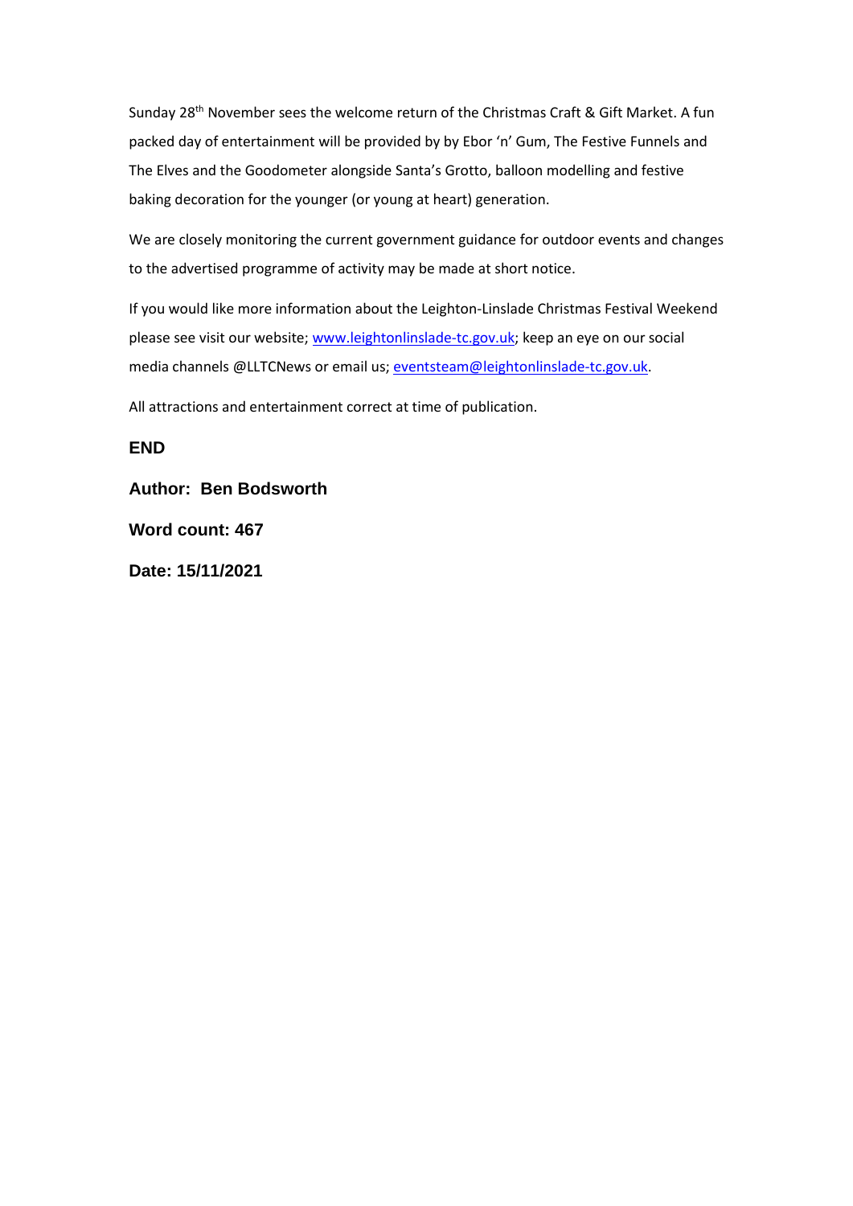Sunday 28th November sees the welcome return of the Christmas Craft & Gift Market. A fun packed day of entertainment will be provided by by Ebor 'n' Gum, The Festive Funnels and The Elves and the Goodometer alongside Santa's Grotto, balloon modelling and festive baking decoration for the younger (or young at heart) generation.

We are closely monitoring the current government guidance for outdoor events and changes to the advertised programme of activity may be made at short notice.

If you would like more information about the Leighton-Linslade Christmas Festival Weekend please see visit our website; www.leightonlinslade-tc.gov.uk; keep an eye on our social media channels @LLTCNews or email us; eventsteam@leightonlinslade-tc.gov.uk.

All attractions and entertainment correct at time of publication.

**END**

**Author: Ben Bodsworth**

**Word count: 467**

**Date: 15/11/2021**